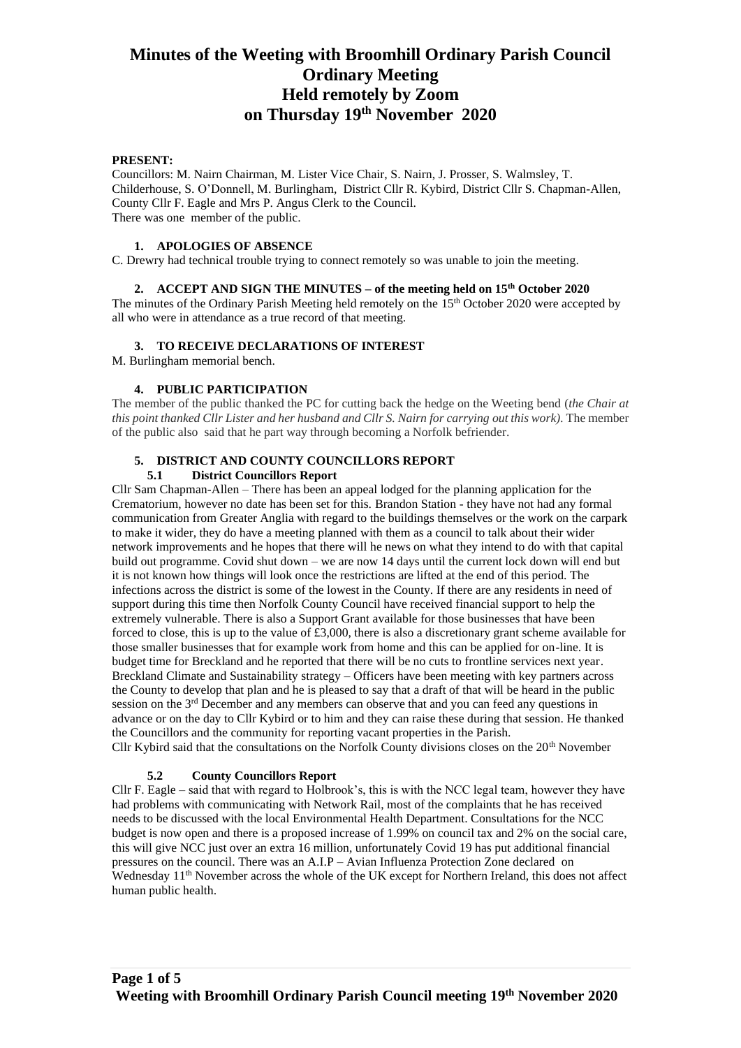# Minutes of the Weeting with Broomhill Ordinary Parish Council
# Ordinary Meeting
# Held remotely by Zoom
# on Thursday 19th November 2020

**PRESENT:**

Councillors: M. Nairn Chairman, M. Lister Vice Chair, S. Nairn, J. Prosser, S. Walmsley, T. Childerhouse, S. O'Donnell, M. Burlingham, District Cllr R. Kybird, District Cllr S. Chapman-Allen, County Cllr F. Eagle and Mrs P. Angus Clerk to the Council.
There was one member of the public.

**1. APOLOGIES OF ABSENCE**

C. Drewry had technical trouble trying to connect remotely so was unable to join the meeting.

**2. ACCEPT AND SIGN THE MINUTES – of the meeting held on 15th October 2020**

The minutes of the Ordinary Parish Meeting held remotely on the 15th October 2020 were accepted by all who were in attendance as a true record of that meeting.

**3. TO RECEIVE DECLARATIONS OF INTEREST**

M. Burlingham memorial bench.

**4. PUBLIC PARTICIPATION**

The member of the public thanked the PC for cutting back the hedge on the Weeting bend (*the Chair at this point thanked Cllr Lister and her husband and Cllr S. Nairn for carrying out this work).* The member of the public also said that he part way through becoming a Norfolk befriender.

**5. DISTRICT AND COUNTY COUNCILLORS REPORT**

**5.1 District Councillors Report**

Cllr Sam Chapman-Allen – There has been an appeal lodged for the planning application for the Crematorium, however no date has been set for this. Brandon Station - they have not had any formal communication from Greater Anglia with regard to the buildings themselves or the work on the carpark to make it wider, they do have a meeting planned with them as a council to talk about their wider network improvements and he hopes that there will he news on what they intend to do with that capital build out programme. Covid shut down – we are now 14 days until the current lock down will end but it is not known how things will look once the restrictions are lifted at the end of this period. The infections across the district is some of the lowest in the County. If there are any residents in need of support during this time then Norfolk County Council have received financial support to help the extremely vulnerable. There is also a Support Grant available for those businesses that have been forced to close, this is up to the value of £3,000, there is also a discretionary grant scheme available for those smaller businesses that for example work from home and this can be applied for on-line. It is budget time for Breckland and he reported that there will be no cuts to frontline services next year. Breckland Climate and Sustainability strategy – Officers have been meeting with key partners across the County to develop that plan and he is pleased to say that a draft of that will be heard in the public session on the 3rd December and any members can observe that and you can feed any questions in advance or on the day to Cllr Kybird or to him and they can raise these during that session. He thanked the Councillors and the community for reporting vacant properties in the Parish.
Cllr Kybird said that the consultations on the Norfolk County divisions closes on the 20th November

**5.2 County Councillors Report**

Cllr F. Eagle – said that with regard to Holbrook's, this is with the NCC legal team, however they have had problems with communicating with Network Rail, most of the complaints that he has received needs to be discussed with the local Environmental Health Department. Consultations for the NCC budget is now open and there is a proposed increase of 1.99% on council tax and 2% on the social care, this will give NCC just over an extra 16 million, unfortunately Covid 19 has put additional financial pressures on the council. There was an A.I.P – Avian Influenza Protection Zone declared on Wednesday 11th November across the whole of the UK except for Northern Ireland, this does not affect human public health.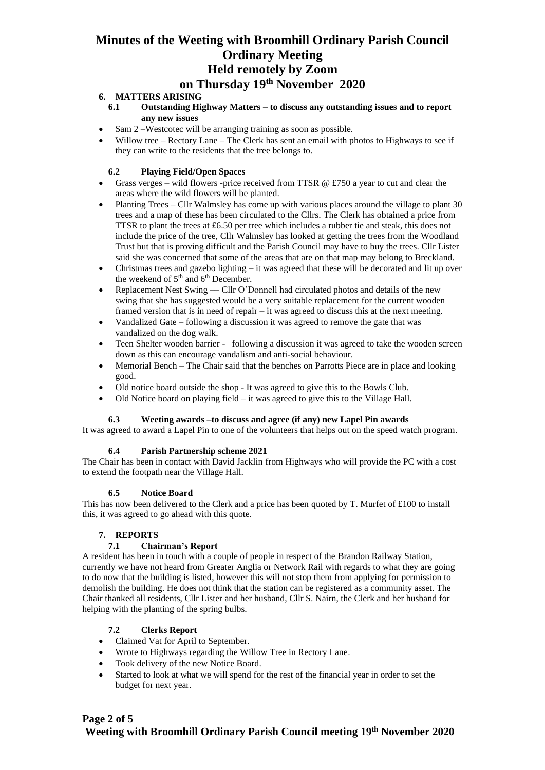# Minutes of the Weeting with Broomhill Ordinary Parish Council Ordinary Meeting Held remotely by Zoom on Thursday 19th November 2020

## 6. MATTERS ARISING

### 6.1 Outstanding Highway Matters – to discuss any outstanding issues and to report any new issues

- Sam 2 –Westcotec will be arranging training as soon as possible.
- Willow tree – Rectory Lane – The Clerk has sent an email with photos to Highways to see if they can write to the residents that the tree belongs to.

### 6.2 Playing Field/Open Spaces

- Grass verges – wild flowers -price received from TTSR @ £750 a year to cut and clear the areas where the wild flowers will be planted.
- Planting Trees – Cllr Walmsley has come up with various places around the village to plant 30 trees and a map of these has been circulated to the Cllrs. The Clerk has obtained a price from TTSR to plant the trees at £6.50 per tree which includes a rubber tie and steak, this does not include the price of the tree, Cllr Walmsley has looked at getting the trees from the Woodland Trust but that is proving difficult and the Parish Council may have to buy the trees. Cllr Lister said she was concerned that some of the areas that are on that map may belong to Breckland.
- Christmas trees and gazebo lighting – it was agreed that these will be decorated and lit up over the weekend of 5th and 6th December.
- Replacement Nest Swing –– Cllr O'Donnell had circulated photos and details of the new swing that she has suggested would be a very suitable replacement for the current wooden framed version that is in need of repair – it was agreed to discuss this at the next meeting.
- Vandalized Gate – following a discussion it was agreed to remove the gate that was vandalized on the dog walk.
- Teen Shelter wooden barrier - following a discussion it was agreed to take the wooden screen down as this can encourage vandalism and anti-social behaviour.
- Memorial Bench – The Chair said that the benches on Parrotts Piece are in place and looking good.
- Old notice board outside the shop - It was agreed to give this to the Bowls Club.
- Old Notice board on playing field – it was agreed to give this to the Village Hall.

### 6.3 Weeting awards –to discuss and agree (if any) new Lapel Pin awards

It was agreed to award a Lapel Pin to one of the volunteers that helps out on the speed watch program.

### 6.4 Parish Partnership scheme 2021

The Chair has been in contact with David Jacklin from Highways who will provide the PC with a cost to extend the footpath near the Village Hall.

### 6.5 Notice Board

This has now been delivered to the Clerk and a price has been quoted by T. Murfet of £100 to install this, it was agreed to go ahead with this quote.

## 7. REPORTS

### 7.1 Chairman's Report

A resident has been in touch with a couple of people in respect of the Brandon Railway Station, currently we have not heard from Greater Anglia or Network Rail with regards to what they are going to do now that the building is listed, however this will not stop them from applying for permission to demolish the building. He does not think that the station can be registered as a community asset. The Chair thanked all residents, Cllr Lister and her husband, Cllr S. Nairn, the Clerk and her husband for helping with the planting of the spring bulbs.

### 7.2 Clerks Report

- Claimed Vat for April to September.
- Wrote to Highways regarding the Willow Tree in Rectory Lane.
- Took delivery of the new Notice Board.
- Started to look at what we will spend for the rest of the financial year in order to set the budget for next year.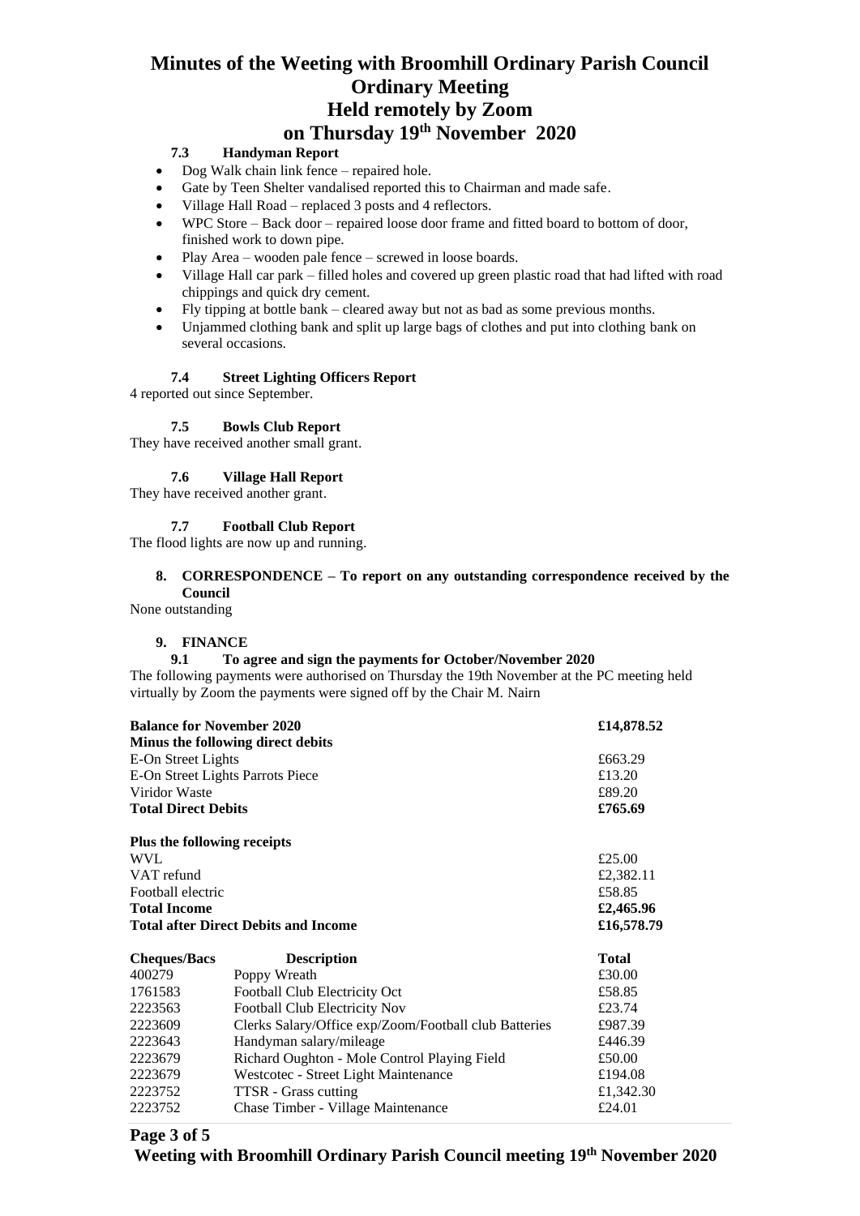# Minutes of the Weeting with Broomhill Ordinary Parish Council Ordinary Meeting Held remotely by Zoom on Thursday 19th November 2020

### 7.3 Handyman Report

- Dog Walk chain link fence – repaired hole.
- Gate by Teen Shelter vandalised reported this to Chairman and made safe.
- Village Hall Road – replaced 3 posts and 4 reflectors.
- WPC Store – Back door – repaired loose door frame and fitted board to bottom of door, finished work to down pipe.
- Play Area – wooden pale fence – screwed in loose boards.
- Village Hall car park – filled holes and covered up green plastic road that had lifted with road chippings and quick dry cement.
- Fly tipping at bottle bank – cleared away but not as bad as some previous months.
- Unjammed clothing bank and split up large bags of clothes and put into clothing bank on several occasions.

### 7.4 Street Lighting Officers Report

4 reported out since September.

### 7.5 Bowls Club Report

They have received another small grant.

### 7.6 Village Hall Report

They have received another grant.

### 7.7 Football Club Report

The flood lights are now up and running.

## 8. CORRESPONDENCE – To report on any outstanding correspondence received by the Council

None outstanding

## 9. FINANCE

### 9.1 To agree and sign the payments for October/November 2020

The following payments were authorised on Thursday the 19th November at the PC meeting held virtually by Zoom the payments were signed off by the Chair M. Nairn

| | |
|---|---|
| **Balance for November 2020** | **£14,878.52** |
| **Minus the following direct debits** | |
| E-On Street Lights | £663.29 |
| E-On Street Lights Parrots Piece | £13.20 |
| Viridor Waste | £89.20 |
| **Total Direct Debits** | **£765.69** |
| | |
| **Plus the following receipts** | |
| WVL | £25.00 |
| VAT refund | £2,382.11 |
| Football electric | £58.85 |
| **Total Income** | **£2,465.96** |
| **Total after Direct Debits and Income** | **£16,578.79** |

| Cheques/Bacs | Description | Total |
|---|---|---|
| 400279 | Poppy Wreath | £30.00 |
| 1761583 | Football Club Electricity Oct | £58.85 |
| 2223563 | Football Club Electricity Nov | £23.74 |
| 2223609 | Clerks Salary/Office exp/Zoom/Football club Batteries | £987.39 |
| 2223643 | Handyman salary/mileage | £446.39 |
| 2223679 | Richard Oughton - Mole Control Playing Field | £50.00 |
| 2223679 | Westcotec - Street Light Maintenance | £194.08 |
| 2223752 | TTSR - Grass cutting | £1,342.30 |
| 2223752 | Chase Timber - Village Maintenance | £24.01 |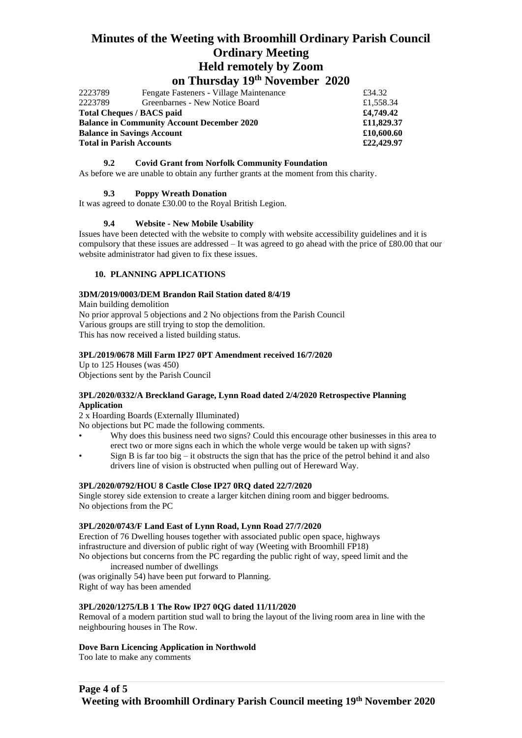| | | |
|---|---|---|
| 2223789 | Fengate Fasteners - Village Maintenance | £34.32 |
| 2223789 | Greenbarnes - New Notice Board | £1,558.34 |
| **Total Cheques / BACS paid** | | **£4,749.42** |
| **Balance in Community Account December 2020** | | **£11,829.37** |
| **Balance in Savings Account** | | **£10,600.60** |
| **Total in Parish Accounts** | | **£22,429.97** |

### 9.2 Covid Grant from Norfolk Community Foundation

As before we are unable to obtain any further grants at the moment from this charity.

### 9.3 Poppy Wreath Donation

It was agreed to donate £30.00 to the Royal British Legion.

### 9.4 Website - New Mobile Usability

Issues have been detected with the website to comply with website accessibility guidelines and it is compulsory that these issues are addressed – It was agreed to go ahead with the price of £80.00 that our website administrator had given to fix these issues.

## 10. PLANNING APPLICATIONS

**3DM/2019/0003/DEM Brandon Rail Station dated 8/4/19**

Main building demolition
No prior approval 5 objections and 2 No objections from the Parish Council
Various groups are still trying to stop the demolition.
This has now received a listed building status.

**3PL/2019/0678 Mill Farm IP27 0PT Amendment received 16/7/2020**

Up to 125 Houses (was 450)
Objections sent by the Parish Council

**3PL/2020/0332/A Breckland Garage, Lynn Road dated 2/4/2020 Retrospective Planning Application**

2 x Hoarding Boards (Externally Illuminated)
No objections but PC made the following comments.

- Why does this business need two signs? Could this encourage other businesses in this area to erect two or more signs each in which the whole verge would be taken up with signs?
- Sign B is far too big – it obstructs the sign that has the price of the petrol behind it and also drivers line of vision is obstructed when pulling out of Hereward Way.

**3PL/2020/0792/HOU 8 Castle Close IP27 0RQ dated 22/7/2020**

Single storey side extension to create a larger kitchen dining room and bigger bedrooms.
No objections from the PC

**3PL/2020/0743/F Land East of Lynn Road, Lynn Road 27/7/2020**

Erection of 76 Dwelling houses together with associated public open space, highways infrastructure and diversion of public right of way (Weeting with Broomhill FP18)
No objections but concerns from the PC regarding the public right of way, speed limit and the increased number of dwellings
(was originally 54) have been put forward to Planning.
Right of way has been amended

**3PL/2020/1275/LB 1 The Row IP27 0QG dated 11/11/2020**

Removal of a modern partition stud wall to bring the layout of the living room area in line with the neighbouring houses in The Row.

**Dove Barn Licencing Application in Northwold**

Too late to make any comments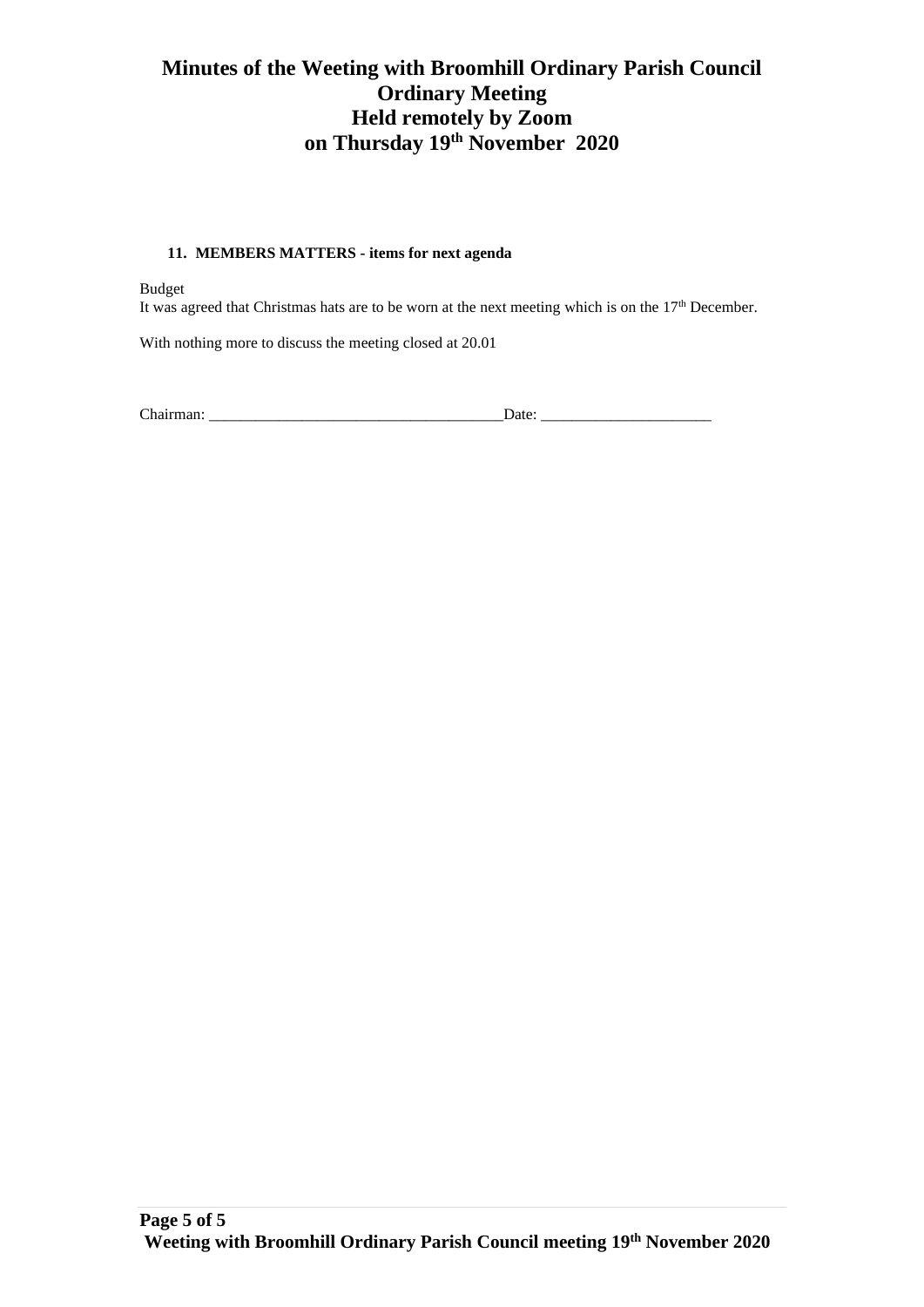# Minutes of the Weeting with Broomhill Ordinary Parish Council
# Ordinary Meeting
# Held remotely by Zoom
# on Thursday 19th November 2020

**11. MEMBERS MATTERS - items for next agenda**

Budget

It was agreed that Christmas hats are to be worn at the next meeting which is on the 17th December.

With nothing more to discuss the meeting closed at 20.01

Chairman: ______________________________________Date: ______________________